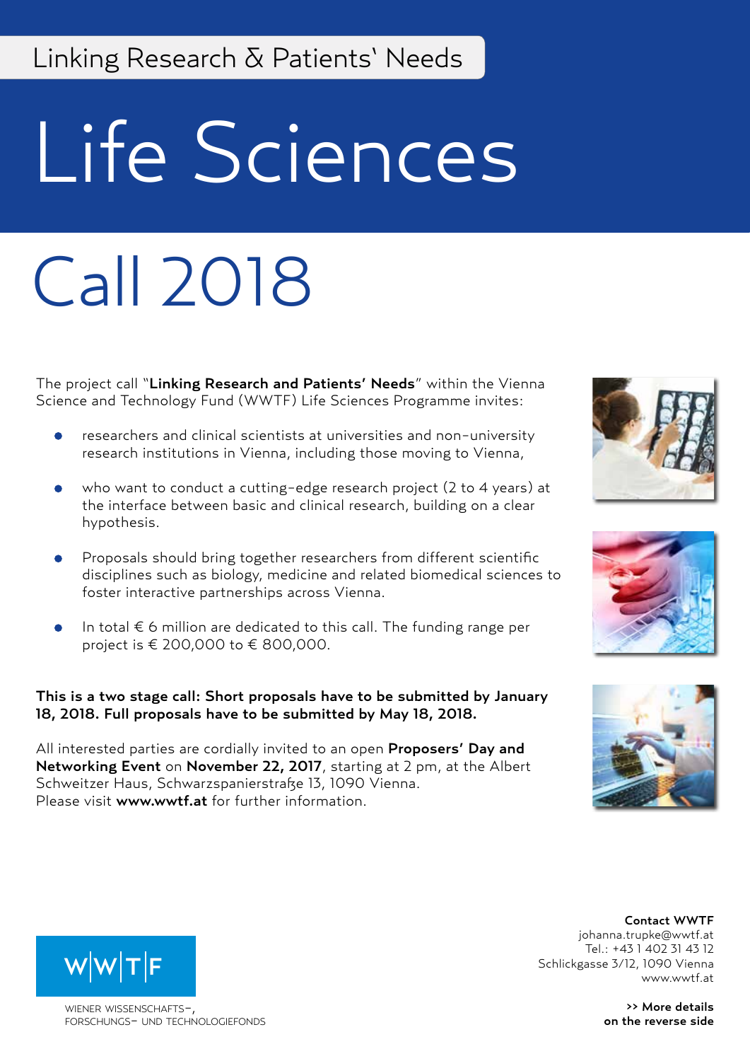Linking Research & Patients' Needs

# Life Sciences

# Call 2018

The project call "**Linking Research and Patients' Needs**" within the Vienna Science and Technology Fund (WWTF) Life Sciences Programme invites:

- researchers and clinical scientists at universities and non-university research institutions in Vienna, including those moving to Vienna,
- who want to conduct a cutting-edge research project (2 to 4 years) at the interface between basic and clinical research, building on a clear hypothesis.
- Proposals should bring together researchers from different scientific disciplines such as biology, medicine and related biomedical sciences to foster interactive partnerships across Vienna.
- In total € 6 million are dedicated to this call. The funding range per project is € 200,000 to € 800,000.

**This is a two stage call: Short proposals have to be submitted by January 18, 2018. Full proposals have to be submitted by May 18, 2018.**

All interested parties are cordially invited to an open **Proposers' Day and Networking Event** on **November 22, 2017**, starting at 2 pm, at the Albert Schweitzer Haus, Schwarzspanierstraße 13, 1090 Vienna.
Please visit **www.wwtf.at** for further information.

W|W|T|F
WIENER WISSENSCHAFTS-, FORSCHUNGS- UND TECHNOLOGIEFONDS

**Contact WWTF**
johanna.trupke@wwtf.at
Tel.: +43 1 402 31 43 12
Schlickgasse 3/12, 1090 Vienna
www.wwtf.at

**>> More details on the reverse side**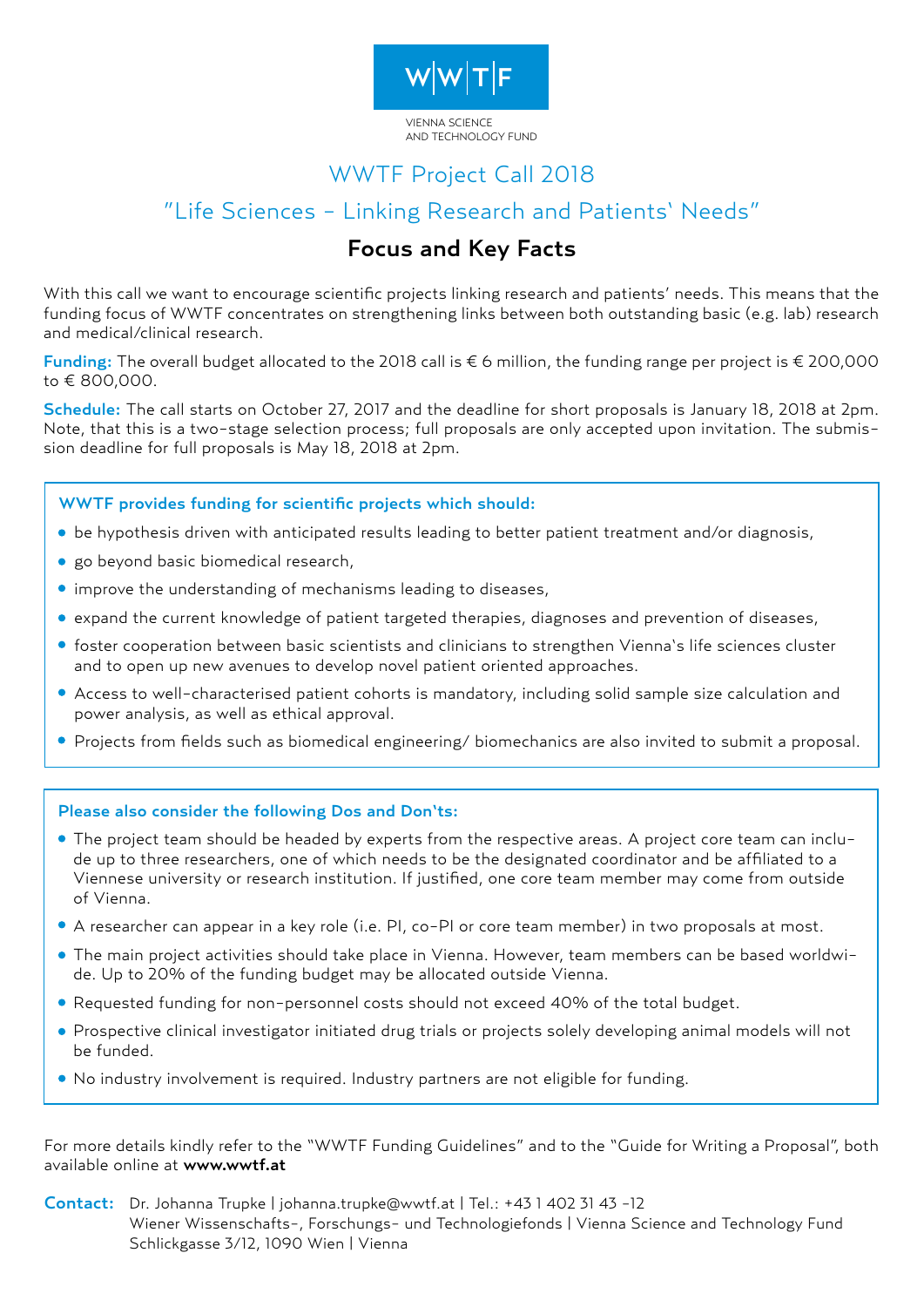W|W|T|F

VIENNA SCIENCE AND TECHNOLOGY FUND

# WWTF Project Call 2018

## "Life Sciences – Linking Research and Patients' Needs"

## Focus and Key Facts

With this call we want to encourage scientific projects linking research and patients' needs. This means that the funding focus of WWTF concentrates on strengthening links between both outstanding basic (e.g. lab) research and medical/clinical research.

**Funding:** The overall budget allocated to the 2018 call is € 6 million, the funding range per project is € 200,000 to € 800,000.

**Schedule:** The call starts on October 27, 2017 and the deadline for short proposals is January 18, 2018 at 2pm. Note, that this is a two-stage selection process; full proposals are only accepted upon invitation. The submission deadline for full proposals is May 18, 2018 at 2pm.

**WWTF provides funding for scientific projects which should:**

- be hypothesis driven with anticipated results leading to better patient treatment and/or diagnosis,
- go beyond basic biomedical research,
- improve the understanding of mechanisms leading to diseases,
- expand the current knowledge of patient targeted therapies, diagnoses and prevention of diseases,
- foster cooperation between basic scientists and clinicians to strengthen Vienna's life sciences cluster and to open up new avenues to develop novel patient oriented approaches.
- Access to well-characterised patient cohorts is mandatory, including solid sample size calculation and power analysis, as well as ethical approval.
- Projects from fields such as biomedical engineering/ biomechanics are also invited to submit a proposal.

**Please also consider the following Dos and Don'ts:**

- The project team should be headed by experts from the respective areas. A project core team can include up to three researchers, one of which needs to be the designated coordinator and be affiliated to a Viennese university or research institution. If justified, one core team member may come from outside of Vienna.
- A researcher can appear in a key role (i.e. PI, co-PI or core team member) in two proposals at most.
- The main project activities should take place in Vienna. However, team members can be based worldwide. Up to 20% of the funding budget may be allocated outside Vienna.
- Requested funding for non-personnel costs should not exceed 40% of the total budget.
- Prospective clinical investigator initiated drug trials or projects solely developing animal models will not be funded.
- No industry involvement is required. Industry partners are not eligible for funding.

For more details kindly refer to the "WWTF Funding Guidelines" and to the "Guide for Writing a Proposal", both available online at **www.wwtf.at**

**Contact:** Dr. Johanna Trupke | johanna.trupke@wwtf.at | Tel.: +43 1 402 31 43 -12
Wiener Wissenschafts-, Forschungs- und Technologiefonds | Vienna Science and Technology Fund
Schlickgasse 3/12, 1090 Wien | Vienna